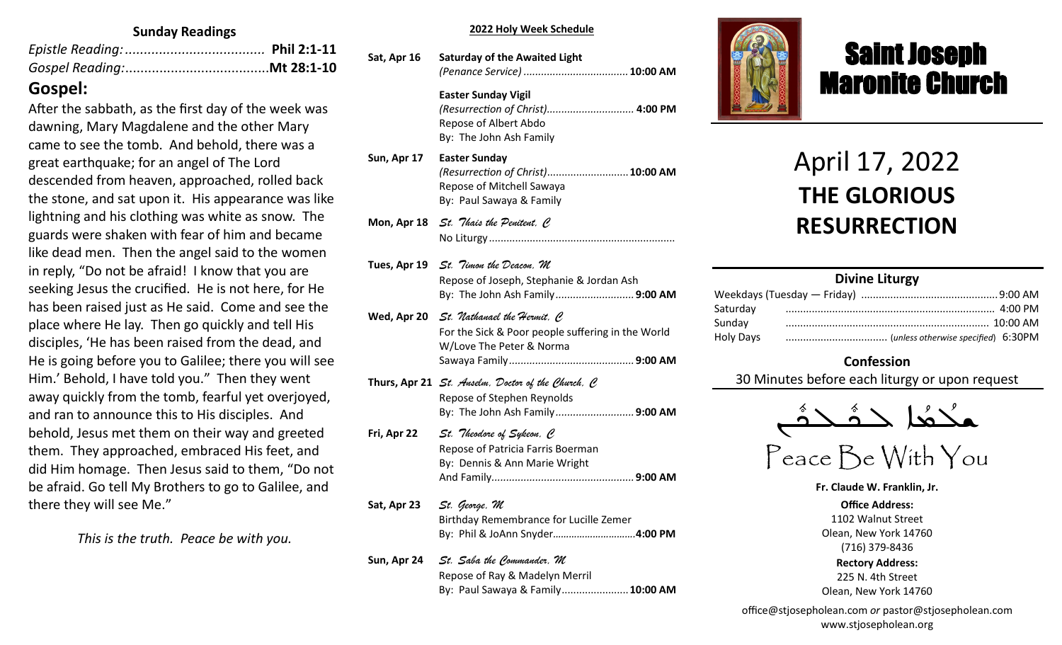## Sunday Readings

*Epistle Reading:* ..................................... **Phil 2:1-11**
*Gospel Reading:* ......................................**Mt 28:1-10**

## Gospel:

After the sabbath, as the first day of the week was dawning, Mary Magdalene and the other Mary came to see the tomb. And behold, there was a great earthquake; for an angel of The Lord descended from heaven, approached, rolled back the stone, and sat upon it. His appearance was like lightning and his clothing was white as snow. The guards were shaken with fear of him and became like dead men. Then the angel said to the women in reply, "Do not be afraid! I know that you are seeking Jesus the crucified. He is not here, for He has been raised just as He said. Come and see the place where He lay. Then go quickly and tell His disciples, 'He has been raised from the dead, and He is going before you to Galilee; there you will see Him.' Behold, I have told you." Then they went away quickly from the tomb, fearful yet overjoyed, and ran to announce this to His disciples. And behold, Jesus met them on their way and greeted them. They approached, embraced His feet, and did Him homage. Then Jesus said to them, "Do not be afraid. Go tell My Brothers to go to Galilee, and there they will see Me."

*This is the truth. Peace be with you.*

**2022 Holy Week Schedule**

**Sat, Apr 16** — **Saturday of the Awaited Light**
*(Penance Service)* ................................... **10:00 AM**

**Easter Sunday Vigil**
*(Resurrection of Christ)*............................. **4:00 PM**
Repose of Albert Abdo
By: The John Ash Family

**Sun, Apr 17** — **Easter Sunday**
*(Resurrection of Christ)*............................ **10:00 AM**
Repose of Mitchell Sawaya
By: Paul Sawaya & Family

**Mon, Apr 18** — *St. Thais the Penitent, C*
No Liturgy...............................................................

**Tues, Apr 19** — *St. Timon the Deacon, M*
Repose of Joseph, Stephanie & Jordan Ash
By: The John Ash Family........................... **9:00 AM**

**Wed, Apr 20** — *St. Nathanael the Hermit, C*
For the Sick & Poor people suffering in the World
W/Love The Peter & Norma
Sawaya Family........................................... **9:00 AM**

**Thurs, Apr 21** — *St. Anselm, Doctor of the Church, C*
Repose of Stephen Reynolds
By: The John Ash Family........................... **9:00 AM**

**Fri, Apr 22** — *St. Theodore of Sykeon, C*
Repose of Patricia Farris Boerman
By: Dennis & Ann Marie Wright
And Family................................................. **9:00 AM**

**Sat, Apr 23** — *St. George, M*
Birthday Remembrance for Lucille Zemer
By: Phil & JoAnn Snyder..............................**4:00 PM**

**Sun, Apr 24** — *St. Saba the Commander, M*
Repose of Ray & Madelyn Merril
By: Paul Sawaya & Family....................... **10:00 AM**

# Saint Joseph Maronite Church

# April 17, 2022
# THE GLORIOUS RESURRECTION

## Divine Liturgy

| | |
|---|---|
| Weekdays (Tuesday — Friday) | 9:00 AM |
| Saturday | 4:00 PM |
| Sunday | 10:00 AM |
| Holy Days | (*unless otherwise specified*) 6:30PM |

## Confession

30 Minutes before each liturgy or upon request

ܫܠܡܐ ܥܡܟܘܢ

Peace Be With You

**Fr. Claude W. Franklin, Jr.**

**Office Address:**
1102 Walnut Street
Olean, New York 14760
(716) 379-8436

**Rectory Address:**
225 N. 4th Street
Olean, New York 14760

office@stjosepholean.com *or* pastor@stjosepholean.com
www.stjosepholean.org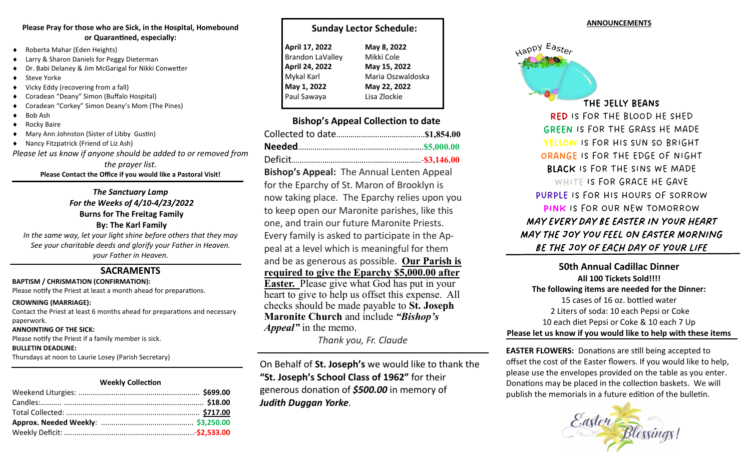**Please Pray for those who are Sick, in the Hospital, Homebound or Quarantined, especially:**

- Roberta Mahar (Eden Heights)
- Larry & Sharon Daniels for Peggy Dieterman
- Dr. Babi Delaney & Jim McGarigal for Nikki Conwetter
- Steve Yorke
- Vicky Eddy (recovering from a fall)
- Coradean "Deany" Simon (Buffalo Hospital)
- Coradean "Corkey" Simon Deany's Mom (The Pines)
- Bob Ash
- Rocky Baire
- Mary Ann Johnston (Sister of Libby Gustin)
- Nancy Fitzpatrick (Friend of Liz Ash)

*Please let us know if anyone should be added to or removed from the prayer list.*

**Please Contact the Office if you would like a Pastoral Visit!**

***The Sanctuary Lamp***
***For the Weeks of 4/10-4/23/2022***
**Burns for The Freitag Family**
**By: The Karl Family**

*In the same way, let your light shine before others that they may See your charitable deeds and glorify your Father in Heaven. your Father in Heaven.*

## SACRAMENTS

**BAPTISM / CHRISMATION (CONFIRMATION):**
Please notify the Priest at least a month ahead for preparations.

**CROWNING (MARRIAGE):**
Contact the Priest at least 6 months ahead for preparations and necessary paperwork.

**ANNOINTING OF THE SICK:**
Please notify the Priest if a family member is sick.

**BULLETIN DEADLINE:**
Thursdays at noon to Laurie Losey (Parish Secretary)

**Weekly Collection**

| | |
|---|---|
| Weekend Liturgies: | $699.00 |
| Candles: | $18.00 |
| Total Collected: | $717.00 |
| **Approx. Needed Weekly**: | $3,250.00 |
| Weekly Deficit: | -$2,533.00 |

## Sunday Lector Schedule:

| | |
|---|---|
| **April 17, 2022** | **May 8, 2022** |
| Brandon LaValley | Mikki Cole |
| **April 24, 2022** | **May 15, 2022** |
| Mykal Karl | Maria Oszwaldoska |
| **May 1, 2022** | **May 22, 2022** |
| Paul Sawaya | Lisa Zlockie |

**Bishop's Appeal Collection to date**

| | |
|---|---|
| Collected to date | $1,854.00 |
| **Needed** | $5,000.00 |
| Deficit | -$3,146.00 |

**Bishop's Appeal:** The Annual Lenten Appeal for the Eparchy of St. Maron of Brooklyn is now taking place. The Eparchy relies upon you to keep open our Maronite parishes, like this one, and train our future Maronite Priests. Every family is asked to participate in the Appeal at a level which is meaningful for them and be as generous as possible. **Our Parish is required to give the Eparchy $5,000.00 after Easter.** Please give what God has put in your heart to give to help us offset this expense. All checks should be made payable to **St. Joseph Maronite Church** and include ***"Bishop's Appeal"*** in the memo.

*Thank you, Fr. Claude*

On Behalf of **St. Joseph's** we would like to thank the **"St. Joseph's School Class of 1962"** for their generous donation of ***$500.00*** in memory of ***Judith Duggan Yorke***.

**ANNOUNCEMENTS**

Happy Easter

**THE JELLY BEANS**

RED IS FOR THE BLOOD HE SHED
GREEN IS FOR THE GRASS HE MADE
YELLOW IS FOR HIS SUN SO BRIGHT
ORANGE IS FOR THE EDGE OF NIGHT
BLACK IS FOR THE SINS WE MADE
WHITE IS FOR GRACE HE GAVE
PURPLE IS FOR HIS HOURS OF SORROW
PINK IS FOR OUR NEW TOMORROW

***MAY EVERY DAY BE EASTER IN YOUR HEART***
***MAY THE JOY YOU FEEL ON EASTER MORNING***
***BE THE JOY OF EACH DAY OF YOUR LIFE***

**50th Annual Cadillac Dinner**
**All 100 Tickets Sold!!!!**
**The following items are needed for the Dinner:**
15 cases of 16 oz. bottled water
2 Liters of soda: 10 each Pepsi or Coke
10 each diet Pepsi or Coke & 10 each 7 Up
**Please let us know if you would like to help with these items**

**EASTER FLOWERS:** Donations are still being accepted to offset the cost of the Easter flowers. If you would like to help, please use the envelopes provided on the table as you enter. Donations may be placed in the collection baskets. We will publish the memorials in a future edition of the bulletin.

Easter Blessings!